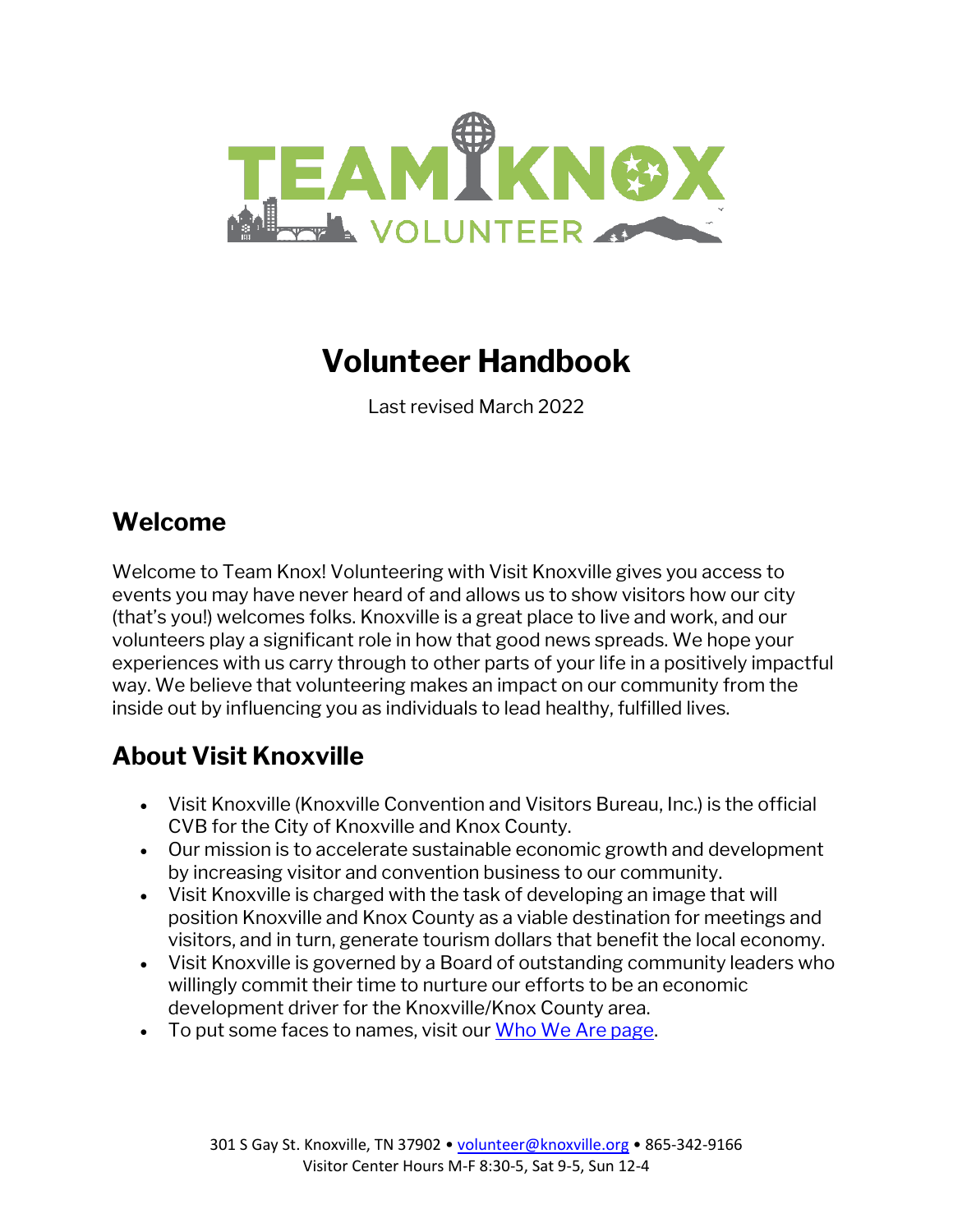# Volunteer Handbook

Last revised March 2022

## Welcome

Welcome to Team Knox! Volunteering with Visit Knoxville gives you access to events you may have never heard of and allows us to show visitors how our city (that's you!) welcomes folks. Knoxville is a great place to live and work, and our volunteers play a significant role in how that good news spreads. We hope your experiences with us carry through to other parts of your life in a positively impactful way. We believe that volunteering makes an impact on our community from the inside out by influencing you as individuals to lead healthy, fulfilled lives.

## About Visit Knoxville

- Visit Knoxville (Knoxville Convention and Visitors Bureau, Inc.) is the official CVB for the City of Knoxville and Knox County.
- Our mission is to accelerate sustainable economic growth and development by increasing visitor and convention business to our community.
- Visit Knoxville is charged with the task of developing an image that will position Knoxville and Knox County as a viable destination for meetings and visitors, and in turn, generate tourism dollars that benefit the local economy.
- Visit Knoxville is governed by a Board of outstanding community leaders who willingly commit their time to nurture our efforts to be an economic development driver for the Knoxville/Knox County area.
- To put some faces to names, visit our Who We Are page.

301 S Gay St. Knoxville, TN 37902 • volunteer@knoxville.org • 865-342-9166
Visitor Center Hours M-F 8:30-5, Sat 9-5, Sun 12-4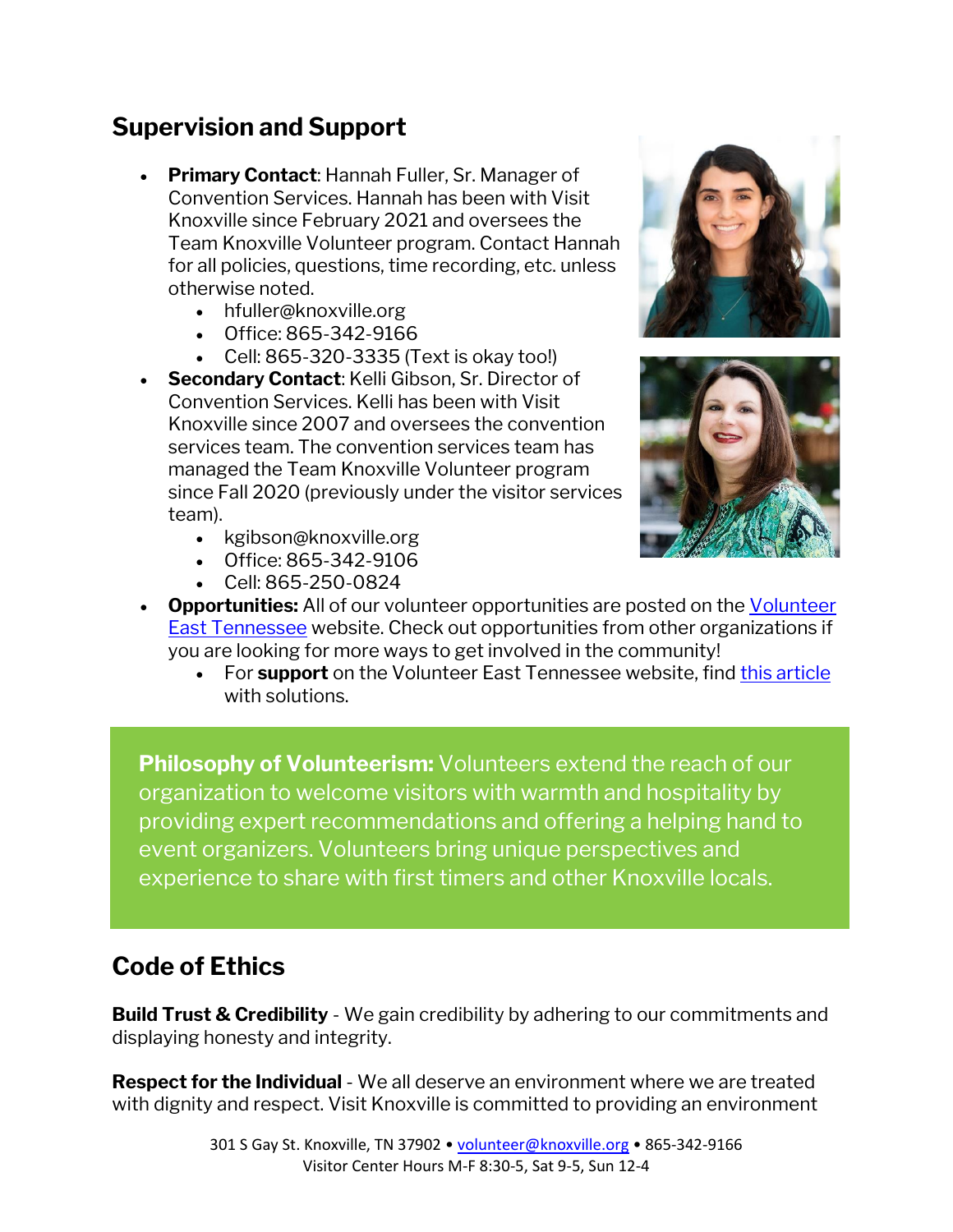## Supervision and Support

- **Primary Contact**: Hannah Fuller, Sr. Manager of Convention Services. Hannah has been with Visit Knoxville since February 2021 and oversees the Team Knoxville Volunteer program. Contact Hannah for all policies, questions, time recording, etc. unless otherwise noted.
  - hfuller@knoxville.org
  - Office: 865-342-9166
  - Cell: 865-320-3335 (Text is okay too!)
- **Secondary Contact**: Kelli Gibson, Sr. Director of Convention Services. Kelli has been with Visit Knoxville since 2007 and oversees the convention services team. The convention services team has managed the Team Knoxville Volunteer program since Fall 2020 (previously under the visitor services team).
  - kgibson@knoxville.org
  - Office: 865-342-9106
  - Cell: 865-250-0824
- **Opportunities:** All of our volunteer opportunities are posted on the Volunteer East Tennessee website. Check out opportunities from other organizations if you are looking for more ways to get involved in the community!
  - For **support** on the Volunteer East Tennessee website, find this article with solutions.

**Philosophy of Volunteerism:** Volunteers extend the reach of our organization to welcome visitors with warmth and hospitality by providing expert recommendations and offering a helping hand to event organizers. Volunteers bring unique perspectives and experience to share with first timers and other Knoxville locals.

## Code of Ethics

**Build Trust & Credibility** - We gain credibility by adhering to our commitments and displaying honesty and integrity.

**Respect for the Individual** - We all deserve an environment where we are treated with dignity and respect. Visit Knoxville is committed to providing an environment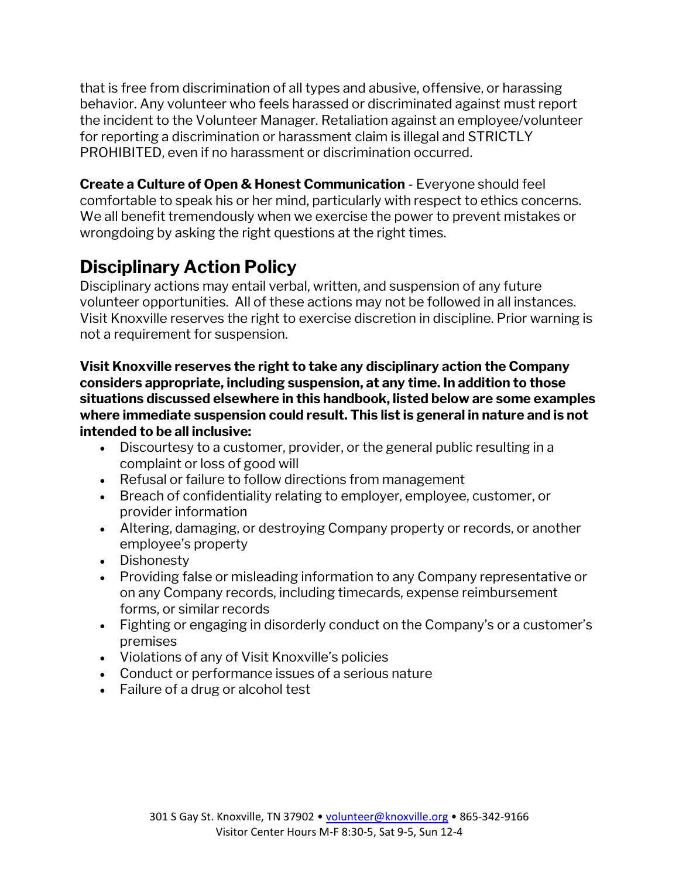that is free from discrimination of all types and abusive, offensive, or harassing behavior. Any volunteer who feels harassed or discriminated against must report the incident to the Volunteer Manager. Retaliation against an employee/volunteer for reporting a discrimination or harassment claim is illegal and STRICTLY PROHIBITED, even if no harassment or discrimination occurred.

**Create a Culture of Open & Honest Communication** - Everyone should feel comfortable to speak his or her mind, particularly with respect to ethics concerns. We all benefit tremendously when we exercise the power to prevent mistakes or wrongdoing by asking the right questions at the right times.

## Disciplinary Action Policy

Disciplinary actions may entail verbal, written, and suspension of any future volunteer opportunities. All of these actions may not be followed in all instances. Visit Knoxville reserves the right to exercise discretion in discipline. Prior warning is not a requirement for suspension.

**Visit Knoxville reserves the right to take any disciplinary action the Company considers appropriate, including suspension, at any time. In addition to those situations discussed elsewhere in this handbook, listed below are some examples where immediate suspension could result. This list is general in nature and is not intended to be all inclusive:**

- Discourtesy to a customer, provider, or the general public resulting in a complaint or loss of good will
- Refusal or failure to follow directions from management
- Breach of confidentiality relating to employer, employee, customer, or provider information
- Altering, damaging, or destroying Company property or records, or another employee's property
- Dishonesty
- Providing false or misleading information to any Company representative or on any Company records, including timecards, expense reimbursement forms, or similar records
- Fighting or engaging in disorderly conduct on the Company's or a customer's premises
- Violations of any of Visit Knoxville's policies
- Conduct or performance issues of a serious nature
- Failure of a drug or alcohol test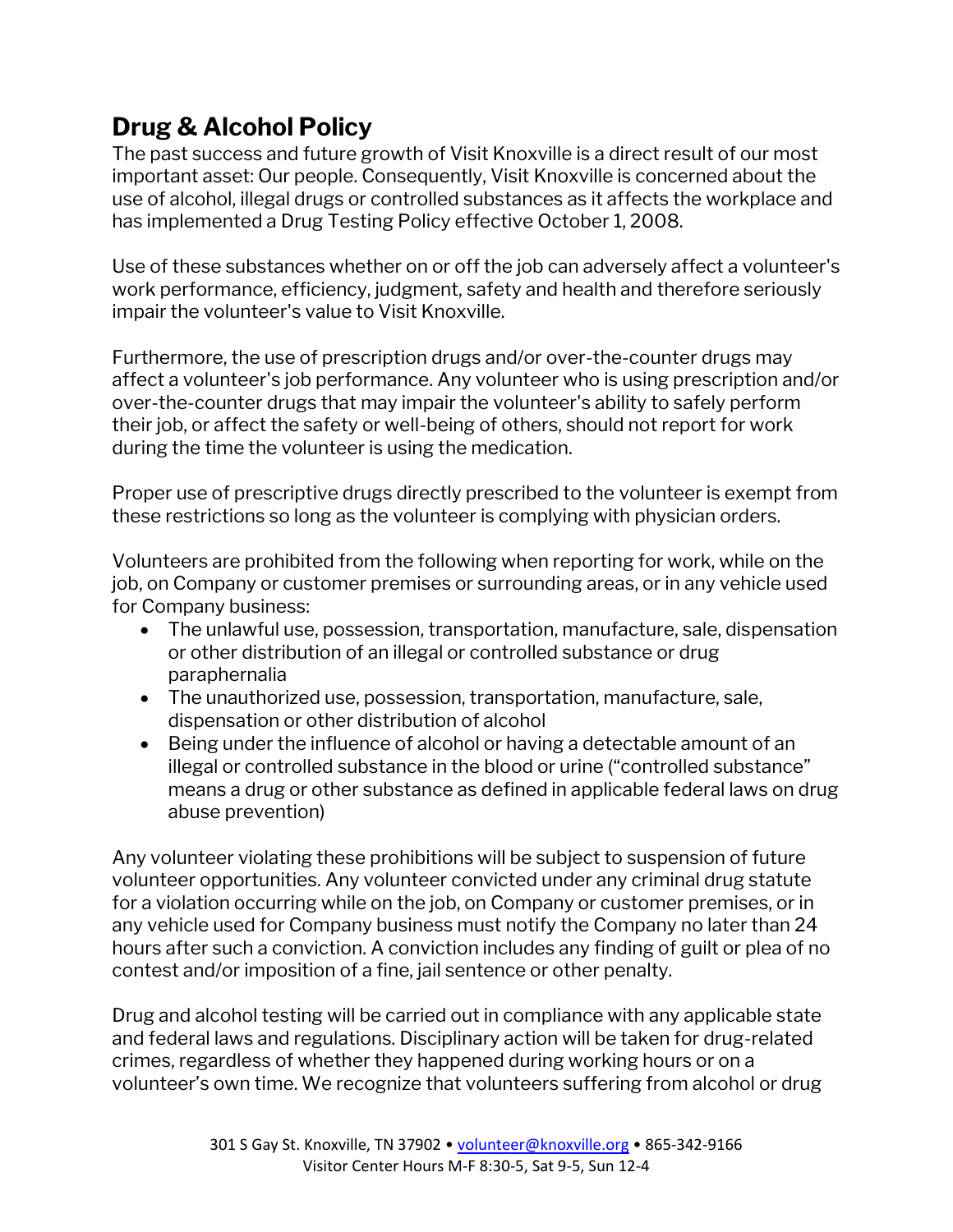## Drug & Alcohol Policy

The past success and future growth of Visit Knoxville is a direct result of our most important asset: Our people. Consequently, Visit Knoxville is concerned about the use of alcohol, illegal drugs or controlled substances as it affects the workplace and has implemented a Drug Testing Policy effective October 1, 2008.

Use of these substances whether on or off the job can adversely affect a volunteer's work performance, efficiency, judgment, safety and health and therefore seriously impair the volunteer's value to Visit Knoxville.

Furthermore, the use of prescription drugs and/or over-the-counter drugs may affect a volunteer's job performance. Any volunteer who is using prescription and/or over-the-counter drugs that may impair the volunteer's ability to safely perform their job, or affect the safety or well-being of others, should not report for work during the time the volunteer is using the medication.

Proper use of prescriptive drugs directly prescribed to the volunteer is exempt from these restrictions so long as the volunteer is complying with physician orders.

Volunteers are prohibited from the following when reporting for work, while on the job, on Company or customer premises or surrounding areas, or in any vehicle used for Company business:

- The unlawful use, possession, transportation, manufacture, sale, dispensation or other distribution of an illegal or controlled substance or drug paraphernalia
- The unauthorized use, possession, transportation, manufacture, sale, dispensation or other distribution of alcohol
- Being under the influence of alcohol or having a detectable amount of an illegal or controlled substance in the blood or urine ("controlled substance" means a drug or other substance as defined in applicable federal laws on drug abuse prevention)

Any volunteer violating these prohibitions will be subject to suspension of future volunteer opportunities. Any volunteer convicted under any criminal drug statute for a violation occurring while on the job, on Company or customer premises, or in any vehicle used for Company business must notify the Company no later than 24 hours after such a conviction. A conviction includes any finding of guilt or plea of no contest and/or imposition of a fine, jail sentence or other penalty.

Drug and alcohol testing will be carried out in compliance with any applicable state and federal laws and regulations. Disciplinary action will be taken for drug-related crimes, regardless of whether they happened during working hours or on a volunteer's own time. We recognize that volunteers suffering from alcohol or drug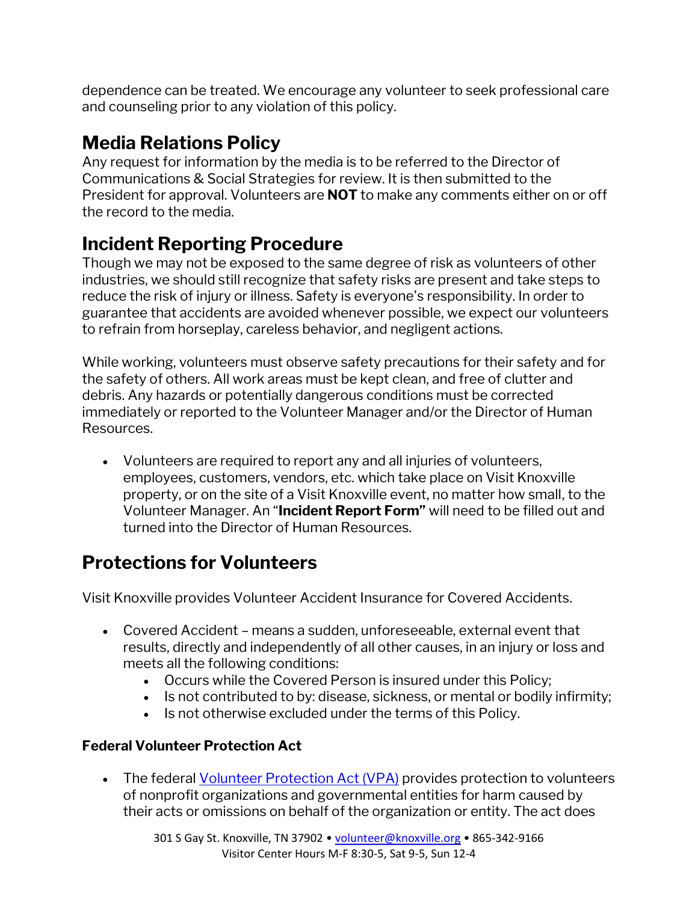dependence can be treated. We encourage any volunteer to seek professional care and counseling prior to any violation of this policy.

## Media Relations Policy

Any request for information by the media is to be referred to the Director of Communications & Social Strategies for review. It is then submitted to the President for approval. Volunteers are **NOT** to make any comments either on or off the record to the media.

## Incident Reporting Procedure

Though we may not be exposed to the same degree of risk as volunteers of other industries, we should still recognize that safety risks are present and take steps to reduce the risk of injury or illness. Safety is everyone's responsibility. In order to guarantee that accidents are avoided whenever possible, we expect our volunteers to refrain from horseplay, careless behavior, and negligent actions.

While working, volunteers must observe safety precautions for their safety and for the safety of others. All work areas must be kept clean, and free of clutter and debris. Any hazards or potentially dangerous conditions must be corrected immediately or reported to the Volunteer Manager and/or the Director of Human Resources.

- Volunteers are required to report any and all injuries of volunteers, employees, customers, vendors, etc. which take place on Visit Knoxville property, or on the site of a Visit Knoxville event, no matter how small, to the Volunteer Manager. An "**Incident Report Form"** will need to be filled out and turned into the Director of Human Resources.

## Protections for Volunteers

Visit Knoxville provides Volunteer Accident Insurance for Covered Accidents.

- Covered Accident – means a sudden, unforeseeable, external event that results, directly and independently of all other causes, in an injury or loss and meets all the following conditions:
  - Occurs while the Covered Person is insured under this Policy;
  - Is not contributed to by: disease, sickness, or mental or bodily infirmity;
  - Is not otherwise excluded under the terms of this Policy.

### Federal Volunteer Protection Act

- The federal Volunteer Protection Act (VPA) provides protection to volunteers of nonprofit organizations and governmental entities for harm caused by their acts or omissions on behalf of the organization or entity. The act does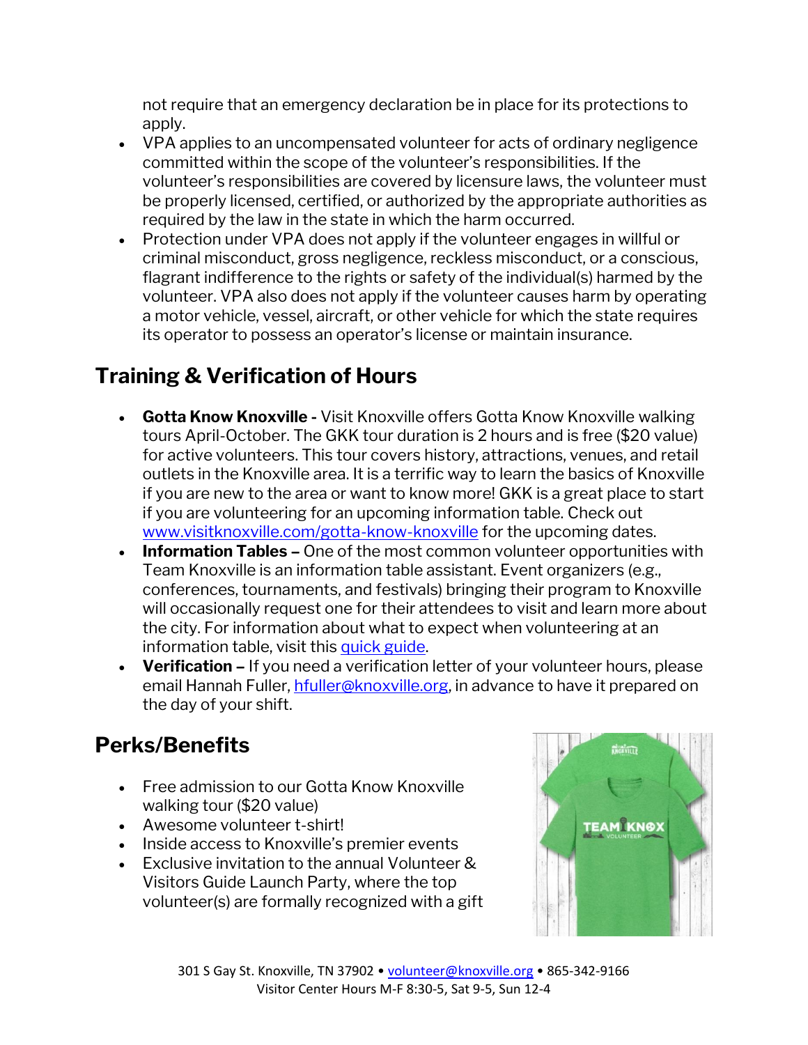not require that an emergency declaration be in place for its protections to apply.

- VPA applies to an uncompensated volunteer for acts of ordinary negligence committed within the scope of the volunteer's responsibilities. If the volunteer's responsibilities are covered by licensure laws, the volunteer must be properly licensed, certified, or authorized by the appropriate authorities as required by the law in the state in which the harm occurred.
- Protection under VPA does not apply if the volunteer engages in willful or criminal misconduct, gross negligence, reckless misconduct, or a conscious, flagrant indifference to the rights or safety of the individual(s) harmed by the volunteer. VPA also does not apply if the volunteer causes harm by operating a motor vehicle, vessel, aircraft, or other vehicle for which the state requires its operator to possess an operator's license or maintain insurance.

## Training & Verification of Hours

- **Gotta Know Knoxville -** Visit Knoxville offers Gotta Know Knoxville walking tours April-October. The GKK tour duration is 2 hours and is free ($20 value) for active volunteers. This tour covers history, attractions, venues, and retail outlets in the Knoxville area. It is a terrific way to learn the basics of Knoxville if you are new to the area or want to know more! GKK is a great place to start if you are volunteering for an upcoming information table. Check out www.visitknoxville.com/gotta-know-knoxville for the upcoming dates.
- **Information Tables –** One of the most common volunteer opportunities with Team Knoxville is an information table assistant. Event organizers (e.g., conferences, tournaments, and festivals) bringing their program to Knoxville will occasionally request one for their attendees to visit and learn more about the city. For information about what to expect when volunteering at an information table, visit this quick guide.
- **Verification –** If you need a verification letter of your volunteer hours, please email Hannah Fuller, hfuller@knoxville.org, in advance to have it prepared on the day of your shift.

## Perks/Benefits

- Free admission to our Gotta Know Knoxville walking tour ($20 value)
- Awesome volunteer t-shirt!
- Inside access to Knoxville's premier events
- Exclusive invitation to the annual Volunteer & Visitors Guide Launch Party, where the top volunteer(s) are formally recognized with a gift

301 S Gay St. Knoxville, TN 37902 • volunteer@knoxville.org • 865-342-9166
Visitor Center Hours M-F 8:30-5, Sat 9-5, Sun 12-4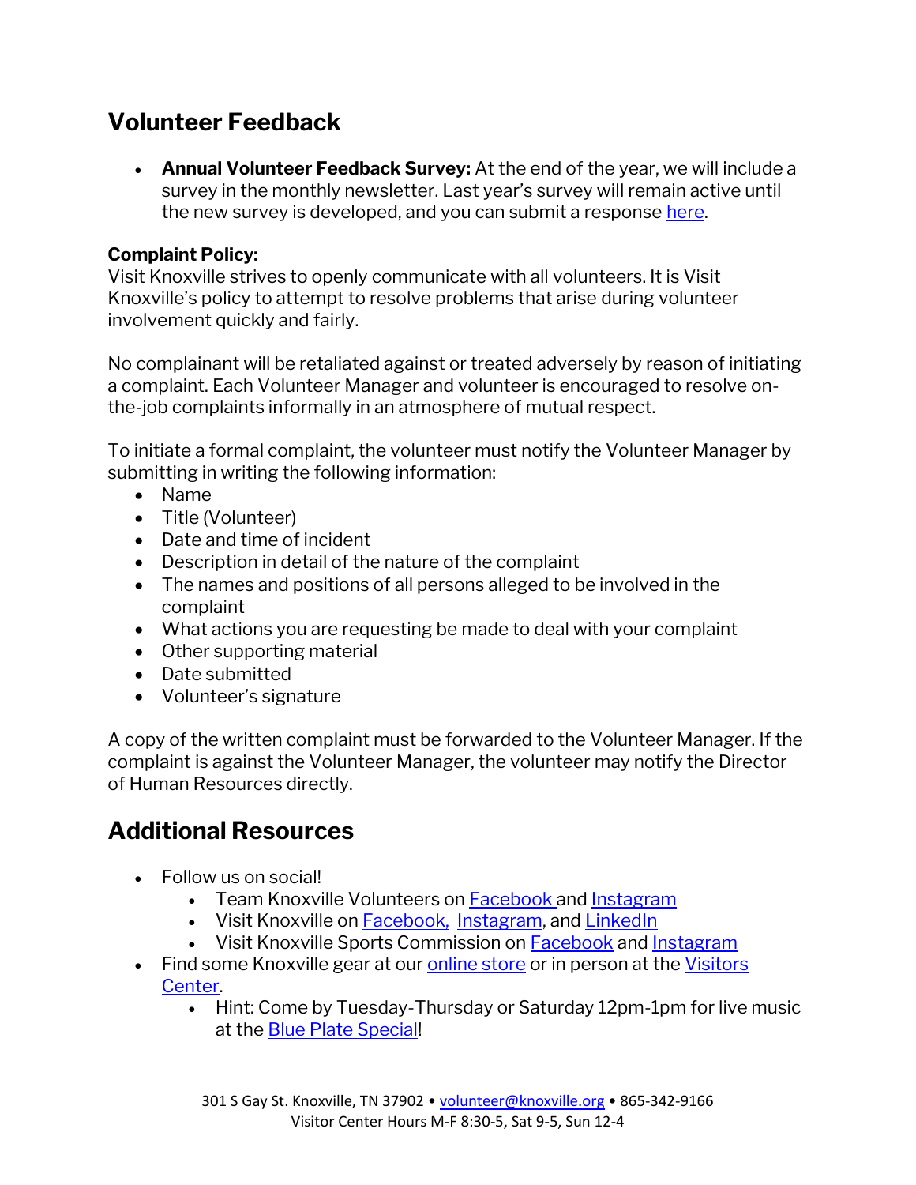## Volunteer Feedback

- **Annual Volunteer Feedback Survey:** At the end of the year, we will include a survey in the monthly newsletter. Last year's survey will remain active until the new survey is developed, and you can submit a response here.

**Complaint Policy:**
Visit Knoxville strives to openly communicate with all volunteers. It is Visit Knoxville's policy to attempt to resolve problems that arise during volunteer involvement quickly and fairly.

No complainant will be retaliated against or treated adversely by reason of initiating a complaint. Each Volunteer Manager and volunteer is encouraged to resolve on-the-job complaints informally in an atmosphere of mutual respect.

To initiate a formal complaint, the volunteer must notify the Volunteer Manager by submitting in writing the following information:

- Name
- Title (Volunteer)
- Date and time of incident
- Description in detail of the nature of the complaint
- The names and positions of all persons alleged to be involved in the complaint
- What actions you are requesting be made to deal with your complaint
- Other supporting material
- Date submitted
- Volunteer's signature

A copy of the written complaint must be forwarded to the Volunteer Manager. If the complaint is against the Volunteer Manager, the volunteer may notify the Director of Human Resources directly.

## Additional Resources

- Follow us on social!
  - Team Knoxville Volunteers on Facebook and Instagram
  - Visit Knoxville on Facebook, Instagram, and LinkedIn
  - Visit Knoxville Sports Commission on Facebook and Instagram
- Find some Knoxville gear at our online store or in person at the Visitors Center.
  - Hint: Come by Tuesday-Thursday or Saturday 12pm-1pm for live music at the Blue Plate Special!

301 S Gay St. Knoxville, TN 37902 • volunteer@knoxville.org • 865-342-9166
Visitor Center Hours M-F 8:30-5, Sat 9-5, Sun 12-4